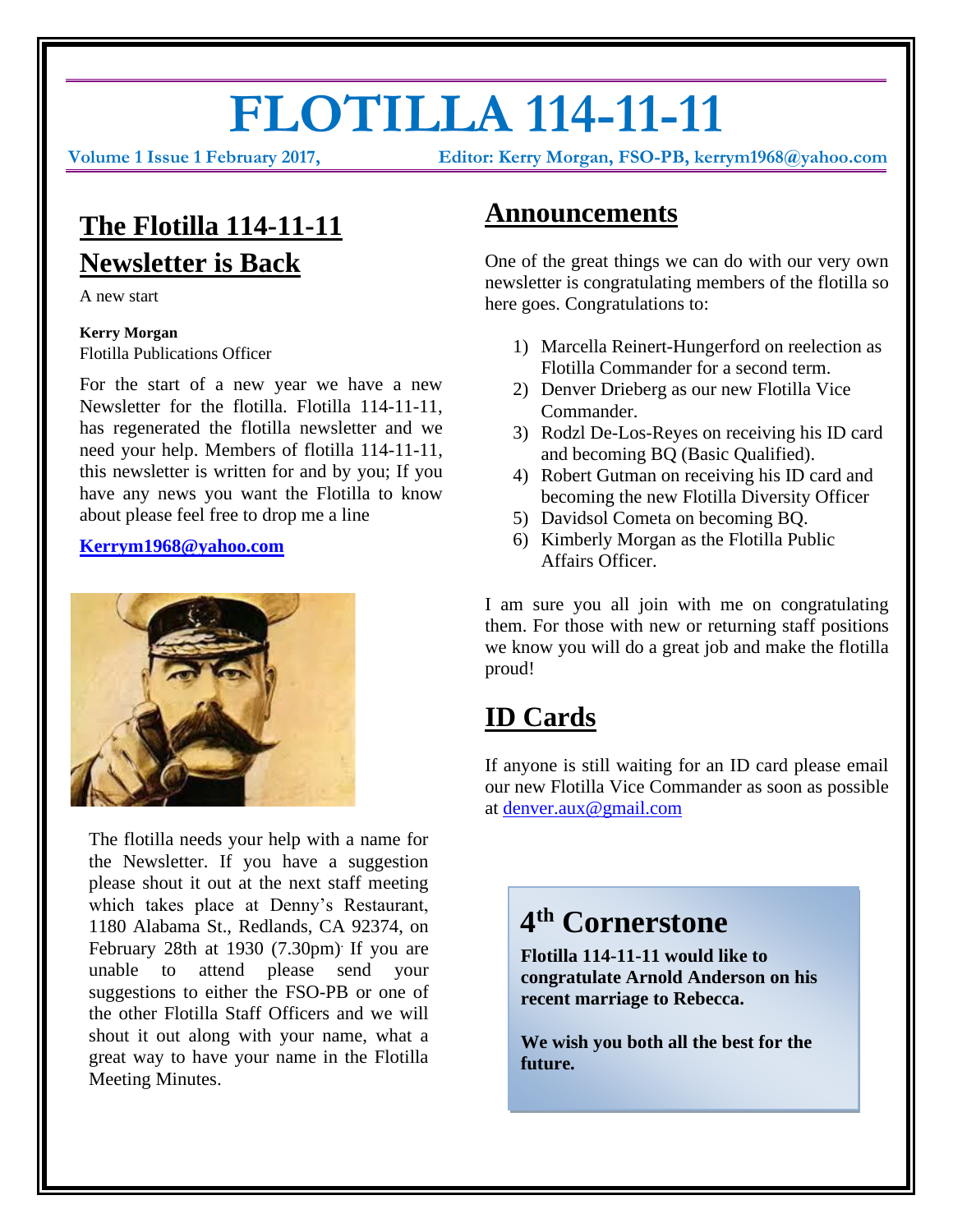# FLOTILLA 114-11-11

**Volume 1 Issue 1 February 2017,** **Editor: Kerry Morgan, FSO-PB, kerrym1968@yahoo.com**

## The Flotilla 114-11-11 Newsletter is Back

A new start

**Kerry Morgan**
Flotilla Publications Officer

For the start of a new year we have a new Newsletter for the flotilla. Flotilla 114-11-11, has regenerated the flotilla newsletter and we need your help. Members of flotilla 114-11-11, this newsletter is written for and by you; If you have any news you want the Flotilla to know about please feel free to drop me a line

**Kerrym1968@yahoo.com**

The flotilla needs your help with a name for the Newsletter. If you have a suggestion please shout it out at the next staff meeting which takes place at Denny's Restaurant, 1180 Alabama St., Redlands, CA 92374, on February 28th at 1930 (7.30pm). If you are unable to attend please send your suggestions to either the FSO-PB or one of the other Flotilla Staff Officers and we will shout it out along with your name, what a great way to have your name in the Flotilla Meeting Minutes.

## Announcements

One of the great things we can do with our very own newsletter is congratulating members of the flotilla so here goes. Congratulations to:

1) Marcella Reinert-Hungerford on reelection as Flotilla Commander for a second term.
2) Denver Drieberg as our new Flotilla Vice Commander.
3) Rodzl De-Los-Reyes on receiving his ID card and becoming BQ (Basic Qualified).
4) Robert Gutman on receiving his ID card and becoming the new Flotilla Diversity Officer
5) Davidsol Cometa on becoming BQ.
6) Kimberly Morgan as the Flotilla Public Affairs Officer.

I am sure you all join with me on congratulating them. For those with new or returning staff positions we know you will do a great job and make the flotilla proud!

## ID Cards

If anyone is still waiting for an ID card please email our new Flotilla Vice Commander as soon as possible at denver.aux@gmail.com

## 4th Cornerstone

**Flotilla 114-11-11 would like to congratulate Arnold Anderson on his recent marriage to Rebecca.**

**We wish you both all the best for the future.**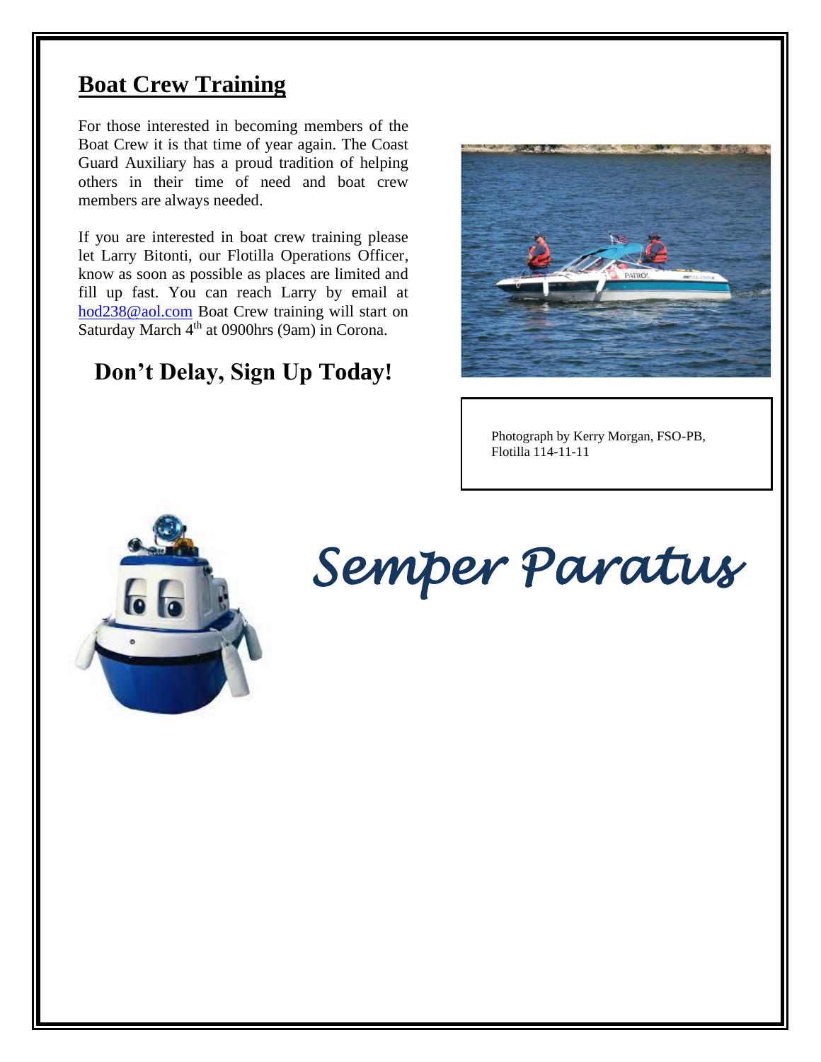## Boat Crew Training

For those interested in becoming members of the Boat Crew it is that time of year again. The Coast Guard Auxiliary has a proud tradition of helping others in their time of need and boat crew members are always needed.

If you are interested in boat crew training please let Larry Bitonti, our Flotilla Operations Officer, know as soon as possible as places are limited and fill up fast. You can reach Larry by email at hod238@aol.com Boat Crew training will start on Saturday March 4th at 0900hrs (9am) in Corona.

### Don't Delay, Sign Up Today!

Photograph by Kerry Morgan, FSO-PB, Flotilla 114-11-11

*Semper Paratus*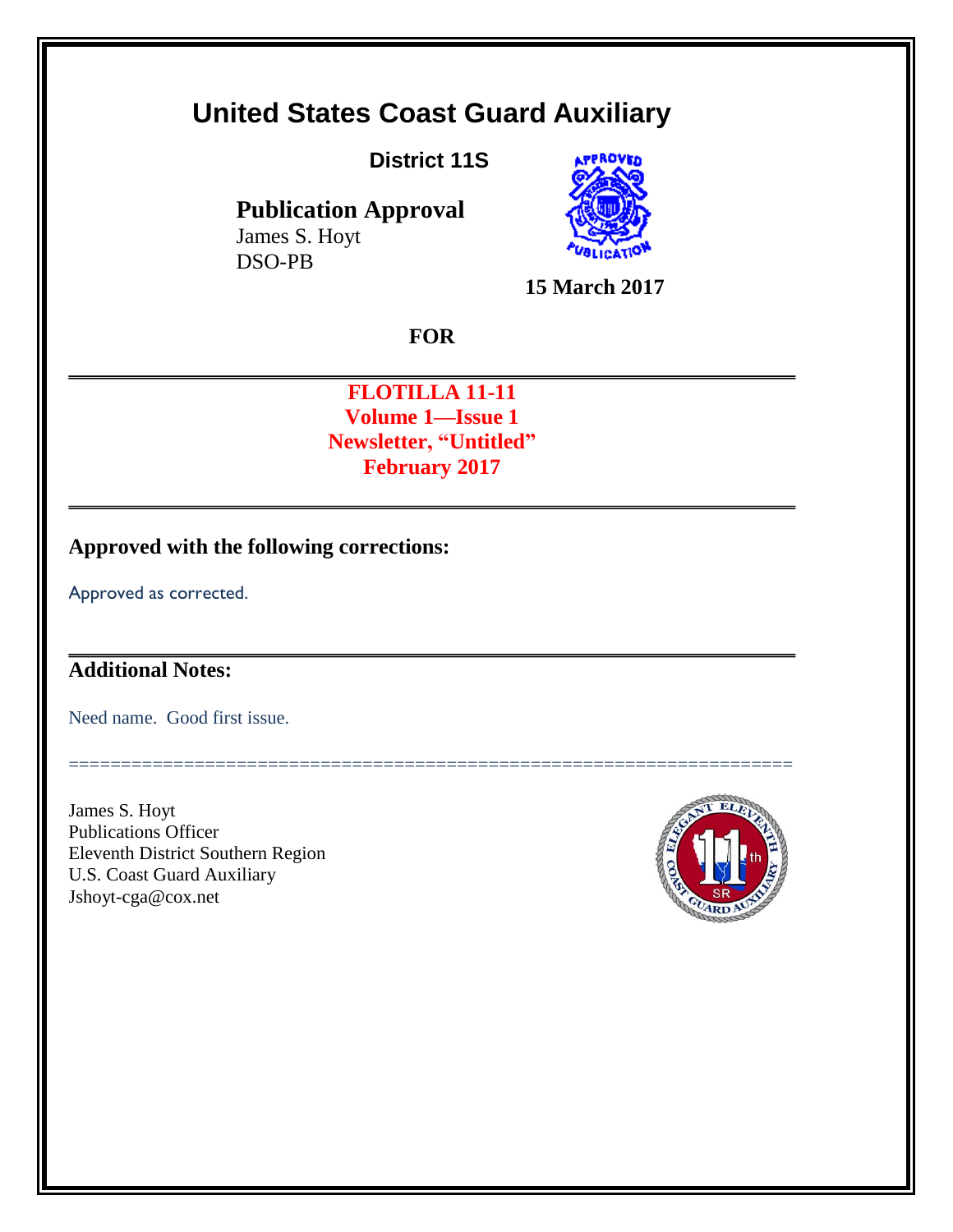# United States Coast Guard Auxiliary

**District 11S**

**Publication Approval**
James S. Hoyt
DSO-PB

**15 March 2017**

**FOR**

---

**FLOTILLA 11-11**
**Volume 1—Issue 1**
**Newsletter, "Untitled"**
**February 2017**

---

## Approved with the following corrections:

Approved as corrected.

---

## Additional Notes:

Need name. Good first issue.

====================================================================

James S. Hoyt
Publications Officer
Eleventh District Southern Region
U.S. Coast Guard Auxiliary
Jshoyt-cga@cox.net